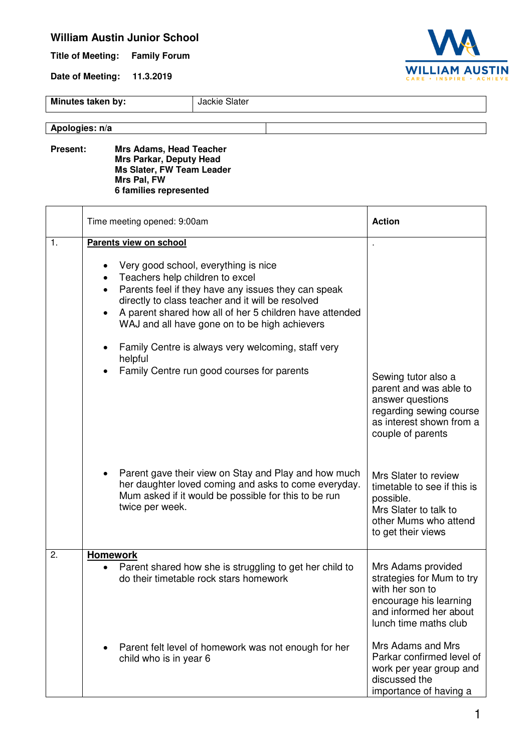# William Austin Junior School

**Title of Meeting:** **Family Forum**

**Date of Meeting:** **11.3.2019**

| **Minutes taken by:** | Jackie Slater |
|---|---|

| **Apologies: n/a** | |
|---|---|

**Present:**
**Mrs Adams, Head Teacher**
**Mrs Parkar, Deputy Head**
**Ms Slater, FW Team Leader**
**Mrs Pal, FW**
**6 families represented**

| | Time meeting opened: 9:00am | **Action** |
|---|---|---|
| 1. | **<u>Parents view on school</u>**<br><br>• Very good school, everything is nice<br>• Teachers help children to excel<br>• Parents feel if they have any issues they can speak directly to class teacher and it will be resolved<br>• A parent shared how all of her 5 children have attended WAJ and all have gone on to be high achievers<br><br>• Family Centre is always very welcoming, staff very helpful<br>• Family Centre run good courses for parents | .<br><br>Sewing tutor also a parent and was able to answer questions regarding sewing course as interest shown from a couple of parents |
| | • Parent gave their view on Stay and Play and how much her daughter loved coming and asks to come everyday. Mum asked if it would be possible for this to be run twice per week. | Mrs Slater to review timetable to see if this is possible.<br>Mrs Slater to talk to other Mums who attend to get their views |
| 2. | **<u>Homework</u>**<br>• Parent shared how she is struggling to get her child to do their timetable rock stars homework | Mrs Adams provided strategies for Mum to try with her son to encourage his learning and informed her about lunch time maths club |
| | • Parent felt level of homework was not enough for her child who is in year 6 | Mrs Adams and Mrs Parkar confirmed level of work per year group and discussed the importance of having a |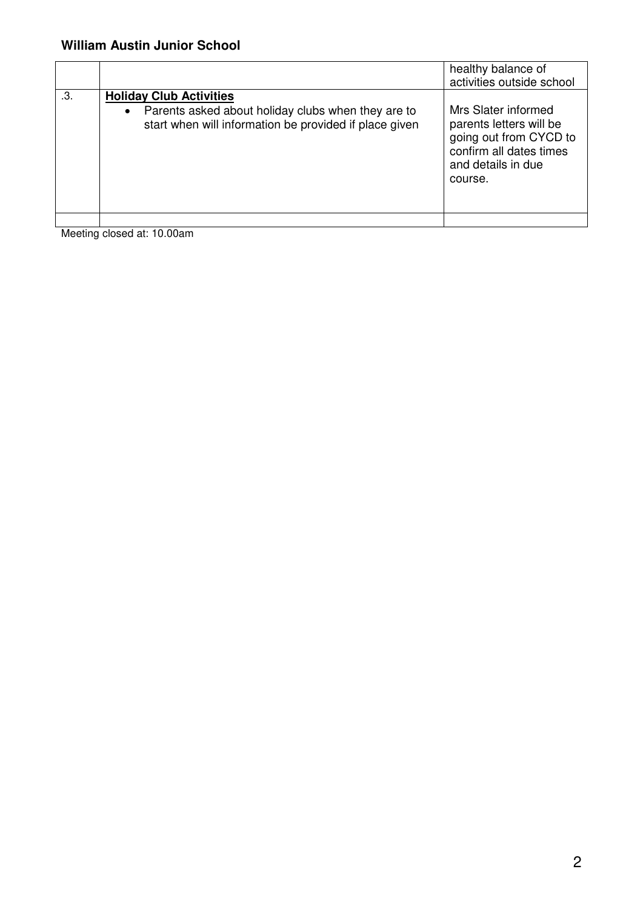**William Austin Junior School**

| | | |
|---|---|---|
| | | healthy balance of activities outside school |
| .3. | **Holiday Club Activities**<br>• Parents asked about holiday clubs when they are to start when will information be provided if place given | Mrs Slater informed parents letters will be going out from CYCD to confirm all dates times and details in due course. |
| | | |

Meeting closed at: 10.00am